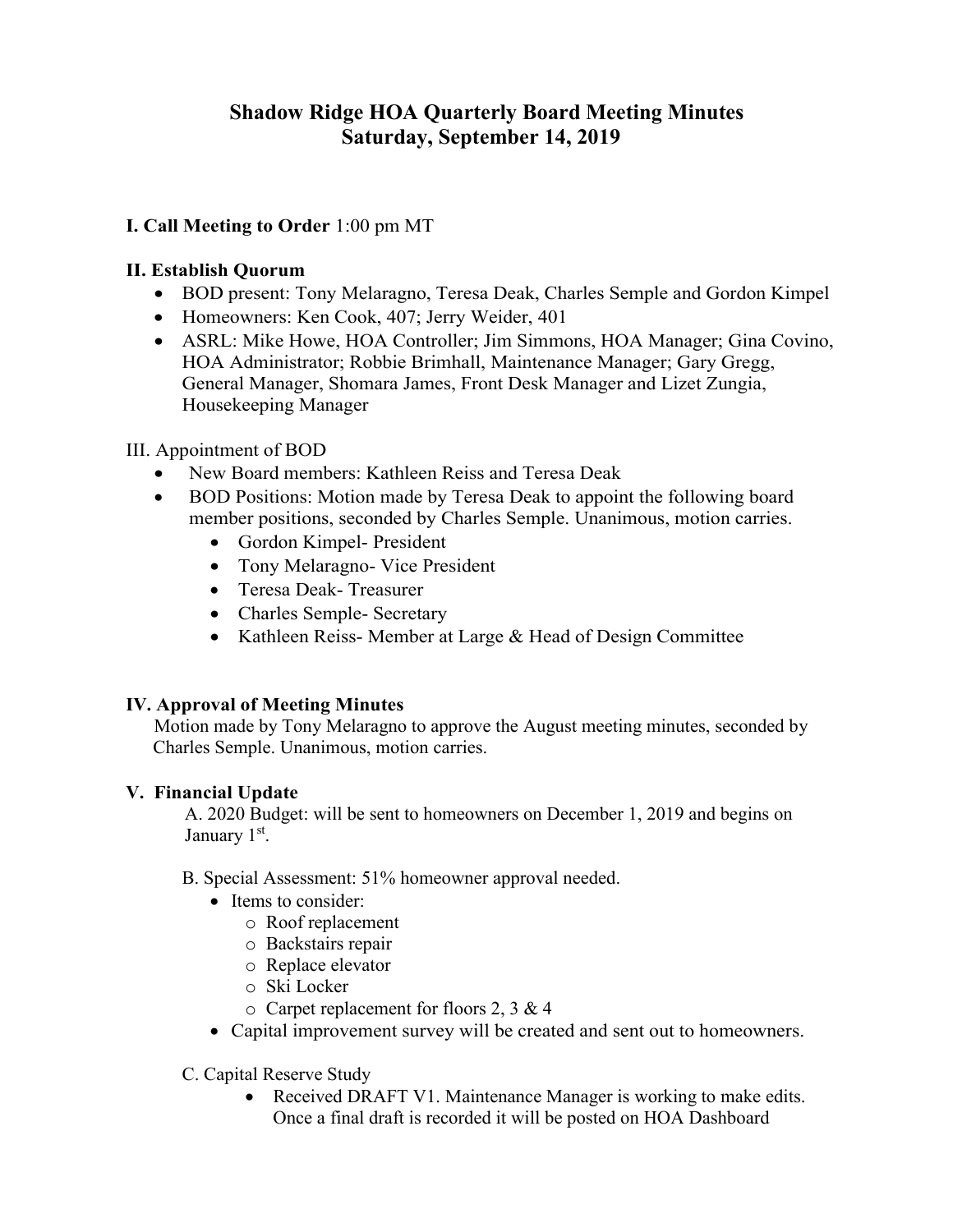# Shadow Ridge HOA Quarterly Board Meeting Minutes
# Saturday, September 14, 2019

**I. Call Meeting to Order** 1:00 pm MT

**II. Establish Quorum**

- BOD present: Tony Melaragno, Teresa Deak, Charles Semple and Gordon Kimpel
- Homeowners: Ken Cook, 407; Jerry Weider, 401
- ASRL: Mike Howe, HOA Controller; Jim Simmons, HOA Manager; Gina Covino, HOA Administrator; Robbie Brimhall, Maintenance Manager; Gary Gregg, General Manager, Shomara James, Front Desk Manager and Lizet Zungia, Housekeeping Manager

III. Appointment of BOD

- New Board members: Kathleen Reiss and Teresa Deak
- BOD Positions: Motion made by Teresa Deak to appoint the following board member positions, seconded by Charles Semple. Unanimous, motion carries.
  - Gordon Kimpel- President
  - Tony Melaragno- Vice President
  - Teresa Deak- Treasurer
  - Charles Semple- Secretary
  - Kathleen Reiss- Member at Large & Head of Design Committee

**IV. Approval of Meeting Minutes**

Motion made by Tony Melaragno to approve the August meeting minutes, seconded by Charles Semple. Unanimous, motion carries.

**V. Financial Update**

A. 2020 Budget: will be sent to homeowners on December 1, 2019 and begins on January 1st.

B. Special Assessment: 51% homeowner approval needed.

- Items to consider:
  - Roof replacement
  - Backstairs repair
  - Replace elevator
  - Ski Locker
  - Carpet replacement for floors 2, 3 & 4
- Capital improvement survey will be created and sent out to homeowners.

C. Capital Reserve Study

- Received DRAFT V1. Maintenance Manager is working to make edits. Once a final draft is recorded it will be posted on HOA Dashboard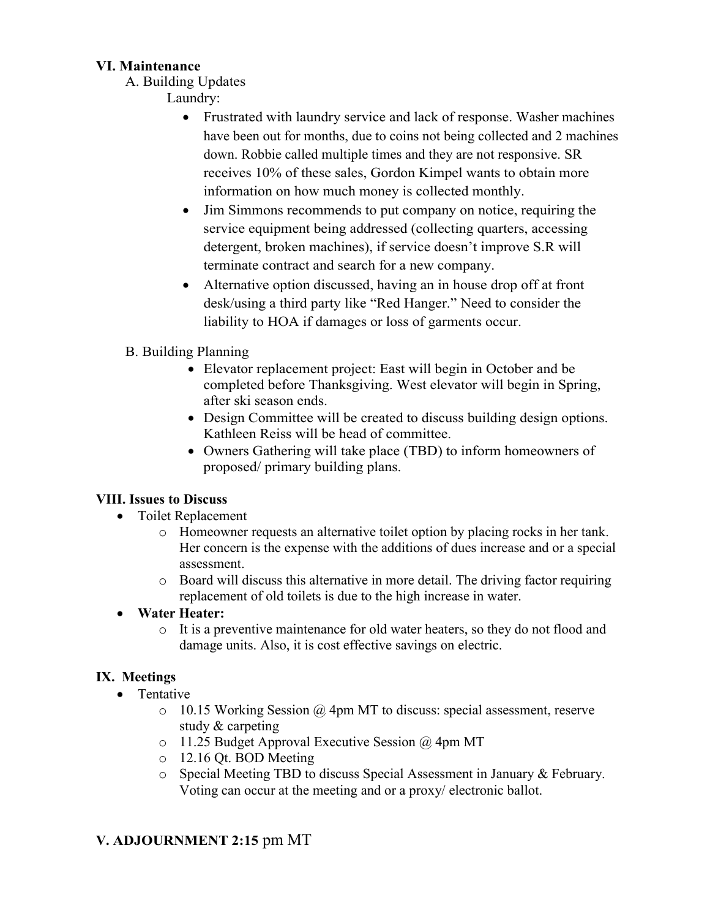## VI. Maintenance

A. Building Updates

Laundry:

- Frustrated with laundry service and lack of response. Washer machines have been out for months, due to coins not being collected and 2 machines down. Robbie called multiple times and they are not responsive. SR receives 10% of these sales, Gordon Kimpel wants to obtain more information on how much money is collected monthly.
- Jim Simmons recommends to put company on notice, requiring the service equipment being addressed (collecting quarters, accessing detergent, broken machines), if service doesn't improve S.R will terminate contract and search for a new company.
- Alternative option discussed, having an in house drop off at front desk/using a third party like "Red Hanger." Need to consider the liability to HOA if damages or loss of garments occur.

B. Building Planning

- Elevator replacement project: East will begin in October and be completed before Thanksgiving. West elevator will begin in Spring, after ski season ends.
- Design Committee will be created to discuss building design options. Kathleen Reiss will be head of committee.
- Owners Gathering will take place (TBD) to inform homeowners of proposed/ primary building plans.

## VIII. Issues to Discuss

- Toilet Replacement
  - Homeowner requests an alternative toilet option by placing rocks in her tank. Her concern is the expense with the additions of dues increase and or a special assessment.
  - Board will discuss this alternative in more detail. The driving factor requiring replacement of old toilets is due to the high increase in water.
- **Water Heater:**
  - It is a preventive maintenance for old water heaters, so they do not flood and damage units. Also, it is cost effective savings on electric.

## IX. Meetings

- Tentative
  - 10.15 Working Session @ 4pm MT to discuss: special assessment, reserve study & carpeting
  - 11.25 Budget Approval Executive Session @ 4pm MT
  - 12.16 Qt. BOD Meeting
  - Special Meeting TBD to discuss Special Assessment in January & February. Voting can occur at the meeting and or a proxy/ electronic ballot.

## V. ADJOURNMENT 2:15 pm MT